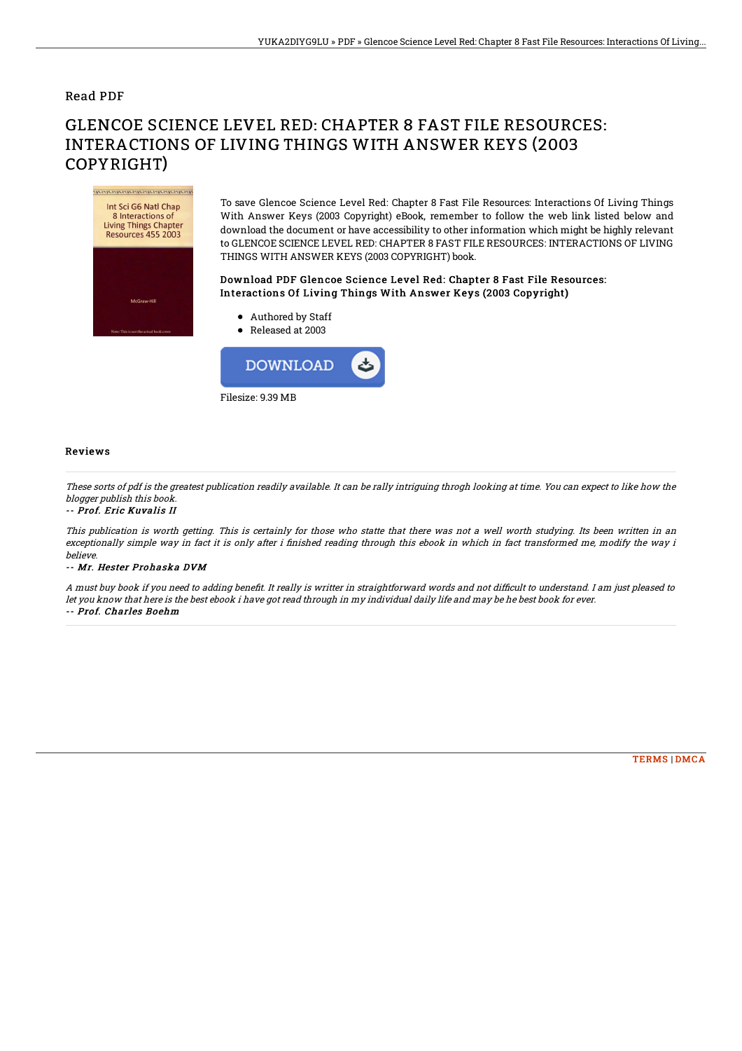Read PDF

# GLENCOE SCIENCE LEVEL RED: CHAPTER 8 FAST FILE RESOURCES: INTERACTIONS OF LIVING THINGS WITH ANSWER KEYS (2003 COPYRIGHT)

To save Glencoe Science Level Red: Chapter 8 Fast File Resources: Interactions Of Living Things With Answer Keys (2003 Copyright) eBook, remember to follow the web link listed below and download the document or have accessibility to other information which might be highly relevant to GLENCOE SCIENCE LEVEL RED: CHAPTER 8 FAST FILE RESOURCES: INTERACTIONS OF LIVING THINGS WITH ANSWER KEYS (2003 COPYRIGHT) book.

### Download PDF Glencoe Science Level Red: Chapter 8 Fast File Resources: Interactions Of Living Things With Answer Keys (2003 Copyright)

- Authored by Staff
- Released at 2003

DOWNLOAD

Filesize: 9.39 MB

## Reviews

*These sorts of pdf is the greatest publication readily available. It can be rally intriguing throgh looking at time. You can expect to like how the blogger publish this book.*

**-- Prof. Eric Kuvalis II**

*This publication is worth getting. This is certainly for those who statte that there was not a well worth studying. Its been written in an exceptionally simple way in fact it is only after i finished reading through this ebook in which in fact transformed me, modify the way i believe.*

**-- Mr. Hester Prohaska DVM**

*A must buy book if you need to adding benefit. It really is writter in straightforward words and not difficult to understand. I am just pleased to let you know that here is the best ebook i have got read through in my individual daily life and may be he best book for ever.*

**-- Prof. Charles Boehm**

TERMS | DMCA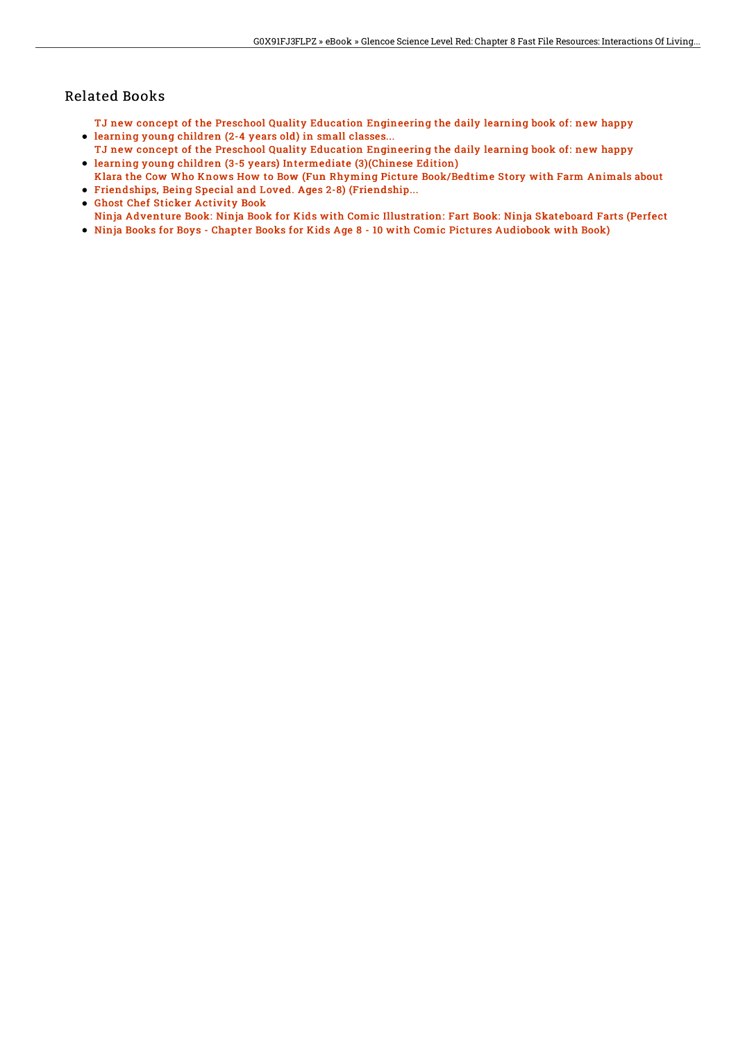## Related Books

- TJ new concept of the Preschool Quality Education Engineering the daily learning book of: new happy learning young children (2-4 years old) in small classes...
- TJ new concept of the Preschool Quality Education Engineering the daily learning book of: new happy learning young children (3-5 years) Intermediate (3)(Chinese Edition)
- Klara the Cow Who Knows How to Bow (Fun Rhyming Picture Book/Bedtime Story with Farm Animals about Friendships, Being Special and Loved. Ages 2-8) (Friendship...
- Ghost Chef Sticker Activity Book
- Ninja Adventure Book: Ninja Book for Kids with Comic Illustration: Fart Book: Ninja Skateboard Farts (Perfect Ninja Books for Boys - Chapter Books for Kids Age 8 - 10 with Comic Pictures Audiobook with Book)